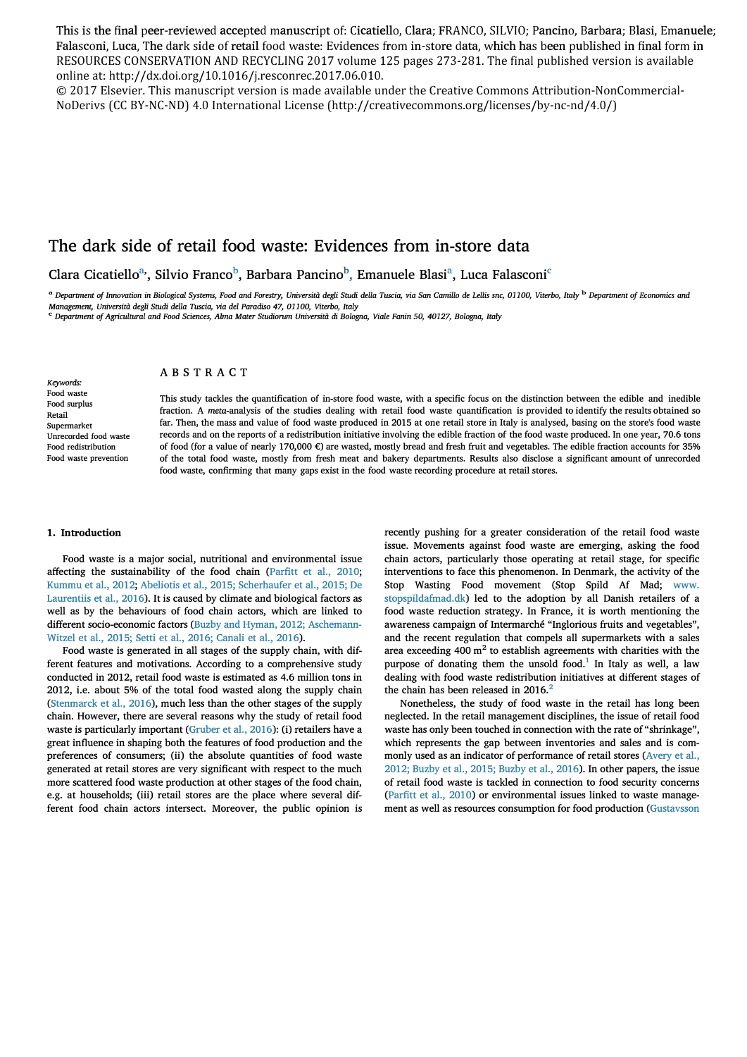This is the final peer-reviewed accepted manuscript of: Cicatiello, Clara; FRANCO, SILVIO; Pancino, Barbara; Blasi, Emanuele; Falasconi, Luca, The dark side of retail food waste: Evidences from in-store data, which has been published in final form in RESOURCES CONSERVATION AND RECYCLING 2017 volume 125 pages 273-281. The final published version is available online at: http://dx.doi.org/10.1016/j.resconrec.2017.06.010.

© 2017 Elsevier. This manuscript version is made available under the Creative Commons Attribution-NonCommercial-NoDerivs (CC BY-NC-ND) 4.0 International License (http://creativecommons.org/licenses/by-nc-nd/4.0/)

# The dark side of retail food waste: Evidences from in-store data

Clara Cicatiello[a], Silvio Franco[b], Barbara Pancino[b], Emanuele Blasi[a], Luca Falasconi[c]

[a] Department of Innovation in Biological Systems, Food and Forestry, Università degli Studi della Tuscia, via San Camillo de Lellis snc, 01100, Viterbo, Italy [b] Department of Economics and Management, Università degli Studi della Tuscia, via del Paradiso 47, 01100, Viterbo, Italy

[c] Department of Agricultural and Food Sciences, Alma Mater Studiorum Università di Bologna, Viale Fanin 50, 40127, Bologna, Italy

*Keywords:*
Food waste
Food surplus
Retail
Supermarket
Unrecorded food waste
Food redistribution
Food waste prevention

## ABSTRACT

This study tackles the quantification of in-store food waste, with a specific focus on the distinction between the edible and inedible fraction. A *meta*-analysis of the studies dealing with retail food waste quantification is provided to identify the results obtained so far. Then, the mass and value of food waste produced in 2015 at one retail store in Italy is analysed, basing on the store's food waste records and on the reports of a redistribution initiative involving the edible fraction of the food waste produced. In one year, 70.6 tons of food (for a value of nearly 170,000 €) are wasted, mostly bread and fresh fruit and vegetables. The edible fraction accounts for 35% of the total food waste, mostly from fresh meat and bakery departments. Results also disclose a significant amount of unrecorded food waste, confirming that many gaps exist in the food waste recording procedure at retail stores.

## 1. Introduction

Food waste is a major social, nutritional and environmental issue affecting the sustainability of the food chain (Parfitt et al., 2010; Kummu et al., 2012; Abeliotis et al., 2015; Scherhaufer et al., 2015; De Laurentiis et al., 2016). It is caused by climate and biological factors as well as by the behaviours of food chain actors, which are linked to different socio-economic factors (Buzby and Hyman, 2012; Aschemann-Witzel et al., 2015; Setti et al., 2016; Canali et al., 2016).

Food waste is generated in all stages of the supply chain, with different features and motivations. According to a comprehensive study conducted in 2012, retail food waste is estimated as 4.6 million tons in 2012, i.e. about 5% of the total food wasted along the supply chain (Stenmarck et al., 2016), much less than the other stages of the supply chain. However, there are several reasons why the study of retail food waste is particularly important (Gruber et al., 2016): (i) retailers have a great influence in shaping both the features of food production and the preferences of consumers; (ii) the absolute quantities of food waste generated at retail stores are very significant with respect to the much more scattered food waste production at other stages of the food chain, e.g. at households; (iii) retail stores are the place where several different food chain actors intersect. Moreover, the public opinion is recently pushing for a greater consideration of the retail food waste issue. Movements against food waste are emerging, asking the food chain actors, particularly those operating at retail stage, for specific interventions to face this phenomenon. In Denmark, the activity of the Stop Wasting Food movement (Stop Spild Af Mad; www.stopspildafmad.dk) led to the adoption by all Danish retailers of a food waste reduction strategy. In France, it is worth mentioning the awareness campaign of Intermarché "Inglorious fruits and vegetables", and the recent regulation that compels all supermarkets with a sales area exceeding 400 m$^2$ to establish agreements with charities with the purpose of donating them the unsold food.[1] In Italy as well, a law dealing with food waste redistribution initiatives at different stages of the chain has been released in 2016.[2]

Nonetheless, the study of food waste in the retail has long been neglected. In the retail management disciplines, the issue of retail food waste has only been touched in connection with the rate of "shrinkage", which represents the gap between inventories and sales and is commonly used as an indicator of performance of retail stores (Avery et al., 2012; Buzby et al., 2015; Buzby et al., 2016). In other papers, the issue of retail food waste is tackled in connection to food security concerns (Parfitt et al., 2010) or environmental issues linked to waste management as well as resources consumption for food production (Gustavsson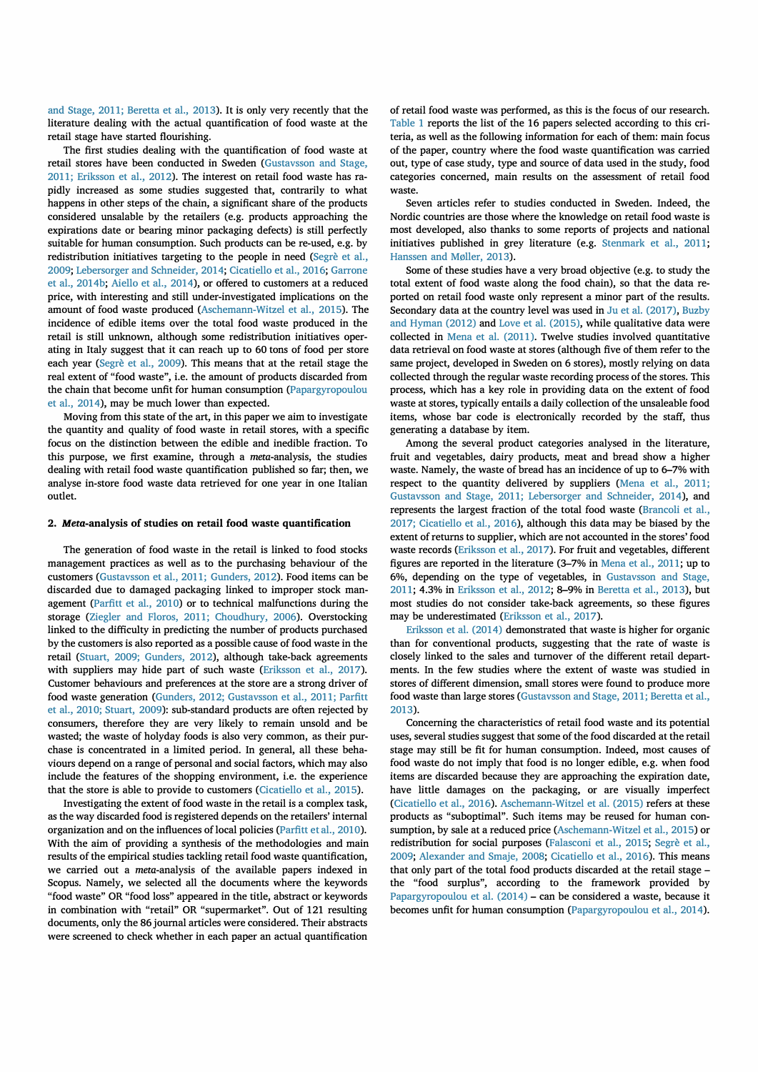and Stage, 2011; Beretta et al., 2013). It is only very recently that the literature dealing with the actual quantification of food waste at the retail stage have started flourishing.

The first studies dealing with the quantification of food waste at retail stores have been conducted in Sweden (Gustavsson and Stage, 2011; Eriksson et al., 2012). The interest on retail food waste has rapidly increased as some studies suggested that, contrarily to what happens in other steps of the chain, a significant share of the products considered unsalable by the retailers (e.g. products approaching the expirations date or bearing minor packaging defects) is still perfectly suitable for human consumption. Such products can be re-used, e.g. by redistribution initiatives targeting to the people in need (Segrè et al., 2009; Lebersorger and Schneider, 2014; Cicatiello et al., 2016; Garrone et al., 2014b; Aiello et al., 2014), or offered to customers at a reduced price, with interesting and still under-investigated implications on the amount of food waste produced (Aschemann-Witzel et al., 2015). The incidence of edible items over the total food waste produced in the retail is still unknown, although some redistribution initiatives operating in Italy suggest that it can reach up to 60 tons of food per store each year (Segrè et al., 2009). This means that at the retail stage the real extent of "food waste", i.e. the amount of products discarded from the chain that become unfit for human consumption (Papargyropoulou et al., 2014), may be much lower than expected.

Moving from this state of the art, in this paper we aim to investigate the quantity and quality of food waste in retail stores, with a specific focus on the distinction between the edible and inedible fraction. To this purpose, we first examine, through a *meta*-analysis, the studies dealing with retail food waste quantification published so far; then, we analyse in-store food waste data retrieved for one year in one Italian outlet.

## 2. *Meta*-analysis of studies on retail food waste quantification

The generation of food waste in the retail is linked to food stocks management practices as well as to the purchasing behaviour of the customers (Gustavsson et al., 2011; Gunders, 2012). Food items can be discarded due to damaged packaging linked to improper stock management (Parfitt et al., 2010) or to technical malfunctions during the storage (Ziegler and Floros, 2011; Choudhury, 2006). Overstocking linked to the difficulty in predicting the number of products purchased by the customers is also reported as a possible cause of food waste in the retail (Stuart, 2009; Gunders, 2012), although take-back agreements with suppliers may hide part of such waste (Eriksson et al., 2017). Customer behaviours and preferences at the store are a strong driver of food waste generation (Gunders, 2012; Gustavsson et al., 2011; Parfitt et al., 2010; Stuart, 2009): sub-standard products are often rejected by consumers, therefore they are very likely to remain unsold and be wasted; the waste of holyday foods is also very common, as their purchase is concentrated in a limited period. In general, all these behaviours depend on a range of personal and social factors, which may also include the features of the shopping environment, i.e. the experience that the store is able to provide to customers (Cicatiello et al., 2015).

Investigating the extent of food waste in the retail is a complex task, as the way discarded food is registered depends on the retailers' internal organization and on the influences of local policies (Parfitt et al., 2010). With the aim of providing a synthesis of the methodologies and main results of the empirical studies tackling retail food waste quantification, we carried out a *meta*-analysis of the available papers indexed in Scopus. Namely, we selected all the documents where the keywords "food waste" OR "food loss" appeared in the title, abstract or keywords in combination with "retail" OR "supermarket". Out of 121 resulting documents, only the 86 journal articles were considered. Their abstracts were screened to check whether in each paper an actual quantification of retail food waste was performed, as this is the focus of our research. Table 1 reports the list of the 16 papers selected according to this criteria, as well as the following information for each of them: main focus of the paper, country where the food waste quantification was carried out, type of case study, type and source of data used in the study, food categories concerned, main results on the assessment of retail food waste.

Seven articles refer to studies conducted in Sweden. Indeed, the Nordic countries are those where the knowledge on retail food waste is most developed, also thanks to some reports of projects and national initiatives published in grey literature (e.g. Stenmark et al., 2011; Hanssen and Møller, 2013).

Some of these studies have a very broad objective (e.g. to study the total extent of food waste along the food chain), so that the data reported on retail food waste only represent a minor part of the results. Secondary data at the country level was used in Ju et al. (2017), Buzby and Hyman (2012) and Love et al. (2015), while qualitative data were collected in Mena et al. (2011). Twelve studies involved quantitative data retrieval on food waste at stores (although five of them refer to the same project, developed in Sweden on 6 stores), mostly relying on data collected through the regular waste recording process of the stores. This process, which has a key role in providing data on the extent of food waste at stores, typically entails a daily collection of the unsaleable food items, whose bar code is electronically recorded by the staff, thus generating a database by item.

Among the several product categories analysed in the literature, fruit and vegetables, dairy products, meat and bread show a higher waste. Namely, the waste of bread has an incidence of up to 6–7% with respect to the quantity delivered by suppliers (Mena et al., 2011; Gustavsson and Stage, 2011; Lebersorger and Schneider, 2014), and represents the largest fraction of the total food waste (Brancoli et al., 2017; Cicatiello et al., 2016), although this data may be biased by the extent of returns to supplier, which are not accounted in the stores' food waste records (Eriksson et al., 2017). For fruit and vegetables, different figures are reported in the literature (3–7% in Mena et al., 2011; up to 6%, depending on the type of vegetables, in Gustavsson and Stage, 2011; 4.3% in Eriksson et al., 2012; 8–9% in Beretta et al., 2013), but most studies do not consider take-back agreements, so these figures may be underestimated (Eriksson et al., 2017).

Eriksson et al. (2014) demonstrated that waste is higher for organic than for conventional products, suggesting that the rate of waste is closely linked to the sales and turnover of the different retail departments. In the few studies where the extent of waste was studied in stores of different dimension, small stores were found to produce more food waste than large stores (Gustavsson and Stage, 2011; Beretta et al., 2013).

Concerning the characteristics of retail food waste and its potential uses, several studies suggest that some of the food discarded at the retail stage may still be fit for human consumption. Indeed, most causes of food waste do not imply that food is no longer edible, e.g. when food items are discarded because they are approaching the expiration date, have little damages on the packaging, or are visually imperfect (Cicatiello et al., 2016). Aschemann-Witzel et al. (2015) refers at these products as "suboptimal". Such items may be reused for human consumption, by sale at a reduced price (Aschemann-Witzel et al., 2015) or redistribution for social purposes (Falasconi et al., 2015; Segrè et al., 2009; Alexander and Smaje, 2008; Cicatiello et al., 2016). This means that only part of the total food products discarded at the retail stage – the "food surplus", according to the framework provided by Papargyropoulou et al. (2014) – can be considered a waste, because it becomes unfit for human consumption (Papargyropoulou et al., 2014).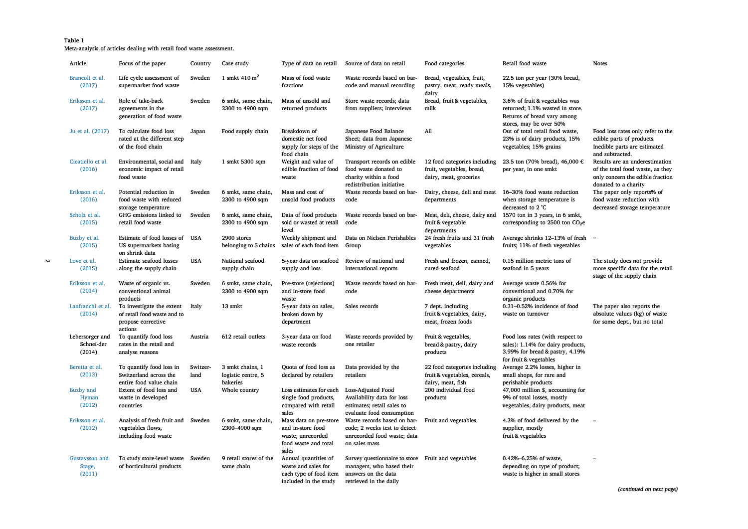**Table 1**
Meta-analysis of articles dealing with retail food waste assessment.

| Article | Focus of the paper | Country | Case study | Type of data on retail | Source of data on retail | Food categories | Retail food waste | Notes |
|---|---|---|---|---|---|---|---|---|
| Brancoli et al. (2017) | Life cycle assessment of supermarket food waste | Sweden | 1 smkt 410 m$^2$ | Mass of food waste fractions | Waste records based on bar-code and manual recording | Bread, vegetables, fruit, pastry, meat, ready meals, dairy | 22.5 ton per year (30% bread, 15% vegetables) | |
| Eriksson et al. (2017) | Role of take-back agreements in the generation of food waste | Sweden | 6 smkt, same chain, 2300 to 4900 sqm | Mass of unsold and returned products | Store waste records; data from suppliers; interviews | Bread, fruit & vegetables, milk | 3.6% of fruit & vegetables was returned; 1.1% wasted in store. Returns of bread vary among stores, may be over 50% | |
| Ju et al. (2017) | To calculate food loss rated at the different step of the food chain | Japan | Food supply chain | Breakdown of domestic net food supply for steps of the food chain | Japanese Food Balance Sheet; data from Japanese Ministry of Agriculture | All | Out of total retail food waste, 23% is of dairy products, 15% vegetables; 15% grains | Food loss rates only refer to the edible parts of products. Inedible parts are estimated and subtracted. |
| Cicatiello et al. (2016) | Environmental, social and economic impact of retail food waste | Italy | 1 smkt 5300 sqm | Weight and value of edible fraction of food waste | Transport records on edible food waste donated to charity within a food redistribution initiative | 12 food categories including fruit, vegetables, bread, dairy, meat, groceries | 23.5 ton (70% bread), 46,000 € per year, in one smkt | Results are an underestimation of the total food waste, as they only concern the edible fraction donated to a charity |
| Eriksson et al. (2016) | Potential reduction in food waste with reduced storage temperature | Sweden | 6 smkt, same chain, 2300 to 4900 sqm | Mass and cost of unsold food products | Waste records based on bar-code | Dairy, cheese, deli and meat departments | 16–30% food waste reduction when storage temperature is decreased to 2 °C | The paper only reports% of food waste reduction with decreased storage temperature |
| Scholz et al. (2015) | GHG emissions linked to retail food waste | Sweden | 6 smkt, same chain, 2300 to 4900 sqm | Data of food products sold or wasted at retail level | Waste records based on bar-code | Meat, deli, cheese, dairy and fruit & vegetable departments | 1570 ton in 3 years, in 6 smkt, corresponding to 2500 ton $CO_2$e | |
| Buzby et al. (2015) | Estimate of food losses of US supermarkets basing on shrink data | USA | 2900 stores belonging to 5 chains | Weekly shipment and sales of each food item | Data on Nielsen Perishables Group | 24 fresh fruits and 31 fresh vegetables | Average shrinks 12–13% of fresh fruits; 11% of fresh vegetables | – |
| Love et al. (2015) | Estimate seafood losses along the supply chain | USA | National seafood supply chain | 5-year data on seafood supply and loss | Review of national and international reports | Fresh and frozen, canned, cured seafood | 0.15 million metric tons of seafood in 5 years | The study does not provide more specific data for the retail stage of the supply chain |
| Eriksson et al. (2014) | Waste of organic vs. conventional animal products | Sweden | 6 smkt, same chain, 2300 to 4900 sqm | Pre-store (rejections) and in-store food waste | Waste records based on bar-code | Fresh meat, deli, dairy and cheese departments | Average waste 0.56% for conventional and 0.70% for organic products | |
| Lanfranchi et al. (2014) | To investigate the extent of retail food waste and to propose corrective actions | Italy | 13 smkt | 5-year data on sales, broken down by department | Sales records | 7 dept. including fruit & vegetables, dairy, meat, frozen foods | 0.31–0.52% incidence of food waste on turnover | The paper also reports the absolute values (kg) of waste for some dept., but no total |
| Lebersorger and Schnei-der (2014) | To quantify food loss rates in the retail and analyse reasons | Austria | 612 retail outlets | 3-year data on food waste records | Waste records provided by one retailer | Fruit & vegetables, bread & pastry, dairy products | Food loss rates (with respect to sales): 1.14% for dairy products, 3.99% for bread & pastry, 4.19% for fruit & vegetables | |
| Beretta et al. (2013) | To quantify food loss in Switzerland across the entire food value chain | Switzer-land | 3 smkt chains, 1 logistic centre, 5 bakeries | Quota of food loss as declared by retailers | Data provided by the retailers | 22 food categories including fruit & vegetables, cereals, dairy, meat, fish | Average 2.2% losses, higher in small shops, for rare and perishable products | |
| Buzby and Hyman (2012) | Extent of food loss and waste in developed countries | USA | Whole country | Loss estimates for each single food products, compared with retail sales | Loss-Adjusted Food Availability data for loss estimates; retail sales to evaluate food consumption | 200 individual food products | 47,000 million $, accounting for 9% of total losses, mostly vegetables, dairy products, meat | |
| Eriksson et al. (2012) | Analysis of fresh fruit and vegetables flows, including food waste | Sweden | 6 smkt, same chain, 2300–4900 sqm | Mass data on pre-store and in-store food waste, unrecorded food waste and total sales | Waste records based on bar-code; 2 weeks test to detect unrecorded food waste; data on sales mass | Fruit and vegetables | 4.3% of food delivered by the supplier, mostly fruit & vegetables | – |
| Gustavsson and Stage, (2011) | To study store-level waste of horticultural products | Sweden | 9 retail stores of the same chain | Annual quantities of waste and sales for each type of food item included in the study | Survey questionnaire to store managers, who based their answers on the data retrieved in the daily | Fruit and vegetables | 0.42%–6.25% of waste, depending on type of product; waste is higher in small stores | – |

*(continued on next page)*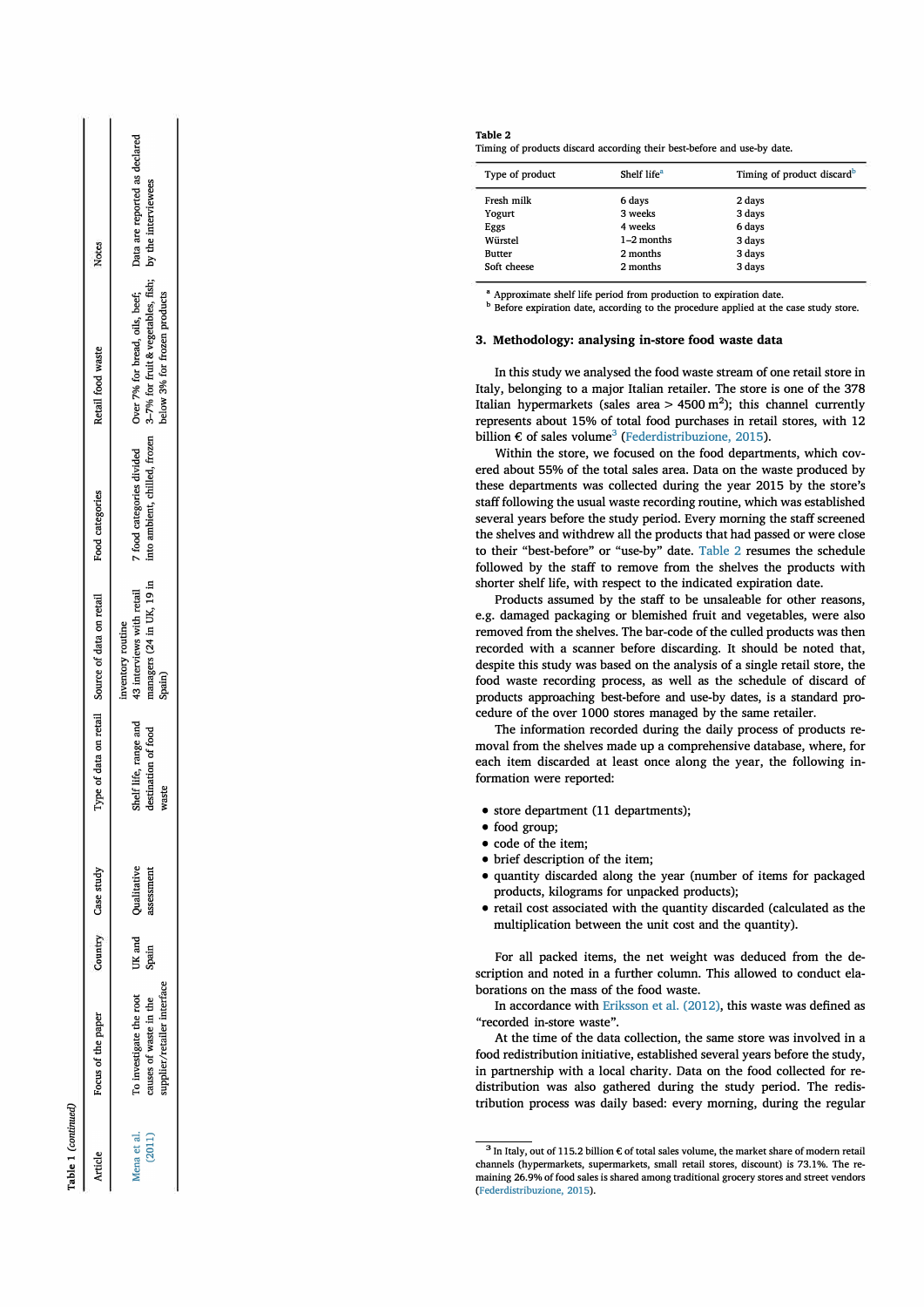Table 1 (continued)

| Article | Focus of the paper | Country | Case study | Type of data on retail | Source of data on retail | Food categories | Retail food waste | Notes |
|---|---|---|---|---|---|---|---|---|
| Mena et al. (2011) | To investigate the root causes of waste in the supplier/retailer interface | UK and Spain | Qualitative assessment | Shelf life, range and destination of food waste | inventory routine 43 interviews with retail managers (24 in UK, 19 in Spain) | 7 food categories divided into ambient, chilled, frozen | Over 7% for bread, oils, beef; 3–7% for fruit & vegetables, fish; below 3% for frozen products | Data are reported as declared by the interviewees |

**Table 2**
Timing of products discard according their best-before and use-by date.

| Type of product | Shelf life[a] | Timing of product discard[b] |
|---|---|---|
| Fresh milk | 6 days | 2 days |
| Yogurt | 3 weeks | 3 days |
| Eggs | 4 weeks | 6 days |
| Würstel | 1–2 months | 3 days |
| Butter | 2 months | 3 days |
| Soft cheese | 2 months | 3 days |

[a] Approximate shelf life period from production to expiration date.
[b] Before expiration date, according to the procedure applied at the case study store.

## 3. Methodology: analysing in-store food waste data

In this study we analysed the food waste stream of one retail store in Italy, belonging to a major Italian retailer. The store is one of the 378 Italian hypermarkets (sales area > 4500 m$^2$); this channel currently represents about 15% of total food purchases in retail stores, with 12 billion € of sales volume[3] (Federdistribuzione, 2015).

Within the store, we focused on the food departments, which covered about 55% of the total sales area. Data on the waste produced by these departments was collected during the year 2015 by the store's staff following the usual waste recording routine, which was established several years before the study period. Every morning the staff screened the shelves and withdrew all the products that had passed or were close to their "best-before" or "use-by" date. Table 2 resumes the schedule followed by the staff to remove from the shelves the products with shorter shelf life, with respect to the indicated expiration date.

Products assumed by the staff to be unsaleable for other reasons, e.g. damaged packaging or blemished fruit and vegetables, were also removed from the shelves. The bar-code of the culled products was then recorded with a scanner before discarding. It should be noted that, despite this study was based on the analysis of a single retail store, the food waste recording process, as well as the schedule of discard of products approaching best-before and use-by dates, is a standard procedure of the over 1000 stores managed by the same retailer.

The information recorded during the daily process of products removal from the shelves made up a comprehensive database, where, for each item discarded at least once along the year, the following information were reported:

- store department (11 departments);
- food group;
- code of the item;
- brief description of the item;
- quantity discarded along the year (number of items for packaged products, kilograms for unpacked products);
- retail cost associated with the quantity discarded (calculated as the multiplication between the unit cost and the quantity).

For all packed items, the net weight was deduced from the description and noted in a further column. This allowed to conduct elaborations on the mass of the food waste.

In accordance with Eriksson et al. (2012), this waste was defined as "recorded in-store waste".

At the time of the data collection, the same store was involved in a food redistribution initiative, established several years before the study, in partnership with a local charity. Data on the food collected for redistribution was also gathered during the study period. The redistribution process was daily based: every morning, during the regular

[3] In Italy, out of 115.2 billion € of total sales volume, the market share of modern retail channels (hypermarkets, supermarkets, small retail stores, discount) is 73.1%. The remaining 26.9% of food sales is shared among traditional grocery stores and street vendors (Federdistribuzione, 2015).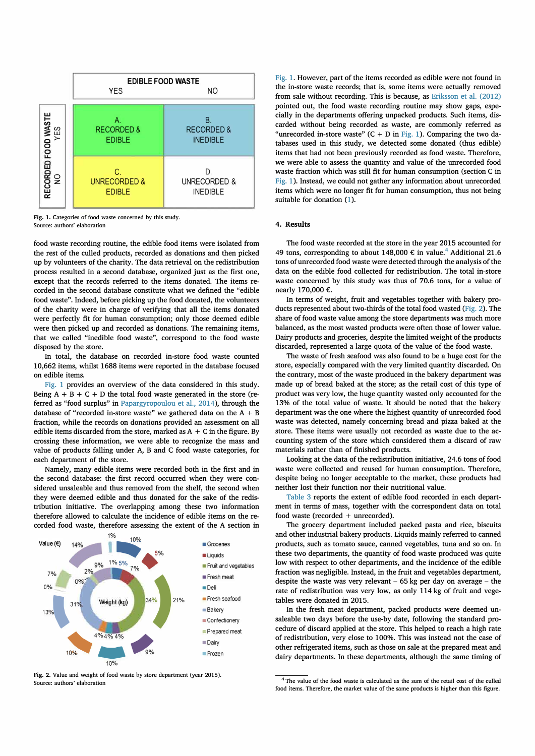EDIBLE FOOD WASTE

| RECORDED FOOD WASTE | YES | NO |
|---|---|---|
| YES | A. RECORDED & EDIBLE | B. RECORDED & INEDIBLE |
| NO | C. UNRECORDED & EDIBLE | D. UNRECORDED & INEDIBLE |

**Fig. 1.** Categories of food waste concerned by this study.
Source: authors' elaboration

food waste recording routine, the edible food items were isolated from the rest of the culled products, recorded as donations and then picked up by volunteers of the charity. The data retrieval on the redistribution process resulted in a second database, organized just as the first one, except that the records referred to the items donated. The items recorded in the second database constitute what we defined the "edible food waste". Indeed, before picking up the food donated, the volunteers of the charity were in charge of verifying that all the items donated were perfectly fit for human consumption; only those deemed edible were then picked up and recorded as donations. The remaining items, that we called "inedible food waste", correspond to the food waste disposed by the store.

In total, the database on recorded in-store food waste counted 10,662 items, whilst 1688 items were reported in the database focused on edible items.

Fig. 1 provides an overview of the data considered in this study. Being A + B + C + D the total food waste generated in the store (referred as "food surplus" in Papargyropoulou et al., 2014), through the database of "recorded in-store waste" we gathered data on the A + B fraction, while the records on donations provided an assessment on all edible items discarded from the store, marked as A + C in the figure. By crossing these information, we were able to recognize the mass and value of products falling under A, B and C food waste categories, for each department of the store.

Namely, many edible items were recorded both in the first and in the second database: the first record occurred when they were considered unsaleable and thus removed from the shelf, the second when they were deemed edible and thus donated for the sake of the redistribution initiative. The overlapping among these two information therefore allowed to calculate the incidence of edible items on the recorded food waste, therefore assessing the extent of the A section in Fig. 1. However, part of the items recorded as edible were not found in the in-store waste records; that is, some items were actually removed from sale without recording. This is because, as Eriksson et al. (2012) pointed out, the food waste recording routine may show gaps, especially in the departments offering unpacked products. Such items, discarded without being recorded as waste, are commonly referred as "unrecorded in-store waste" (C + D in Fig. 1). Comparing the two databases used in this study, we detected some donated (thus edible) items that had not been previously recorded as food waste. Therefore, we were able to assess the quantity and value of the unrecorded food waste fraction which was still fit for human consumption (section C in Fig. 1). Instead, we could not gather any information about unrecorded items which were no longer fit for human consumption, thus not being suitable for donation (1).

**Fig. 2.** Value and weight of food waste by store department (year 2015).
Source: authors' elaboration

## 4. Results

The food waste recorded at the store in the year 2015 accounted for 49 tons, corresponding to about 148,000 € in value.[4] Additional 21.6 tons of unrecorded food waste were detected through the analysis of the data on the edible food collected for redistribution. The total in-store waste concerned by this study was thus of 70.6 tons, for a value of nearly 170,000 €.

In terms of weight, fruit and vegetables together with bakery products represented about two-thirds of the total food wasted (Fig. 2). The share of food waste value among the store departments was much more balanced, as the most wasted products were often those of lower value. Dairy products and groceries, despite the limited weight of the products discarded, represented a large quota of the value of the food waste.

The waste of fresh seafood was also found to be a huge cost for the store, especially compared with the very limited quantity discarded. On the contrary, most of the waste produced in the bakery department was made up of bread baked at the store; as the retail cost of this type of product was very low, the huge quantity wasted only accounted for the 13% of the total value of waste. It should be noted that the bakery department was the one where the highest quantity of unrecorded food waste was detected, namely concerning bread and pizza baked at the store. These items were usually not recorded as waste due to the accounting system of the store which considered them a discard of raw materials rather than of finished products.

Looking at the data of the redistribution initiative, 24.6 tons of food waste were collected and reused for human consumption. Therefore, despite being no longer acceptable to the market, these products had neither lost their function nor their nutritional value.

Table 3 reports the extent of edible food recorded in each department in terms of mass, together with the correspondent data on total food waste (recorded + unrecorded).

The grocery department included packed pasta and rice, biscuits and other industrial bakery products. Liquids mainly referred to canned products, such as tomato sauce, canned vegetables, tuna and so on. In these two departments, the quantity of food waste produced was quite low with respect to other departments, and the incidence of the edible fraction was negligible. Instead, in the fruit and vegetables department, despite the waste was very relevant – 65 kg per day on average – the rate of redistribution was very low, as only 114 kg of fruit and vegetables were donated in 2015.

In the fresh meat department, packed products were deemed unsaleable two days before the use-by date, following the standard procedure of discard applied at the store. This helped to reach a high rate of redistribution, very close to 100%. This was instead not the case of other refrigerated items, such as those on sale at the prepared meat and dairy departments. In these departments, although the same timing of

[4] The value of the food waste is calculated as the sum of the retail cost of the culled food items. Therefore, the market value of the same products is higher than this figure.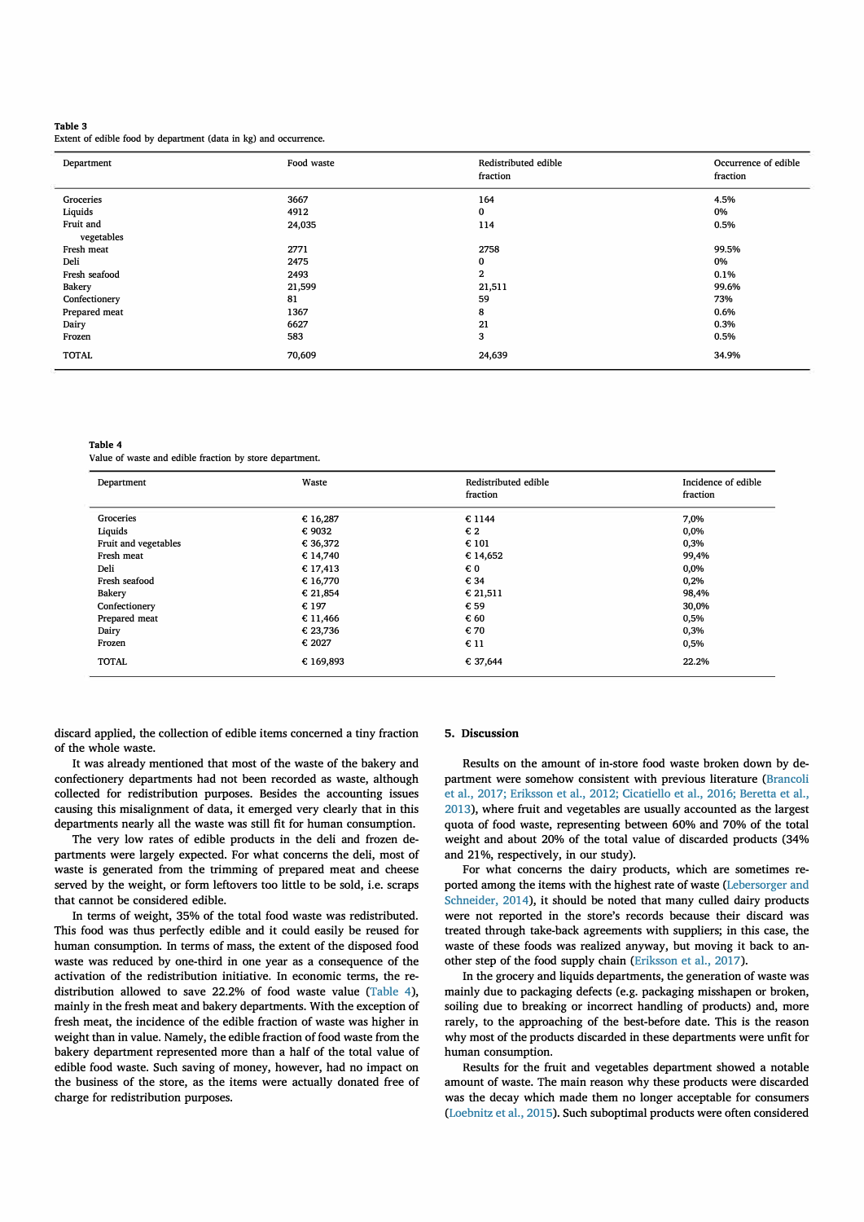**Table 3**
Extent of edible food by department (data in kg) and occurrence.

| Department | Food waste | Redistributed edible fraction | Occurrence of edible fraction |
|---|---|---|---|
| Groceries | 3667 | 164 | 4.5% |
| Liquids | 4912 | 0 | 0% |
| Fruit and vegetables | 24,035 | 114 | 0.5% |
| Fresh meat | 2771 | 2758 | 99.5% |
| Deli | 2475 | 0 | 0% |
| Fresh seafood | 2493 | 2 | 0.1% |
| Bakery | 21,599 | 21,511 | 99.6% |
| Confectionery | 81 | 59 | 73% |
| Prepared meat | 1367 | 8 | 0.6% |
| Dairy | 6627 | 21 | 0.3% |
| Frozen | 583 | 3 | 0.5% |
| TOTAL | 70,609 | 24,639 | 34.9% |

**Table 4**
Value of waste and edible fraction by store department.

| Department | Waste | Redistributed edible fraction | Incidence of edible fraction |
|---|---|---|---|
| Groceries | € 16,287 | € 1144 | 7,0% |
| Liquids | € 9032 | € 2 | 0,0% |
| Fruit and vegetables | € 36,372 | € 101 | 0,3% |
| Fresh meat | € 14,740 | € 14,652 | 99,4% |
| Deli | € 17,413 | € 0 | 0,0% |
| Fresh seafood | € 16,770 | € 34 | 0,2% |
| Bakery | € 21,854 | € 21,511 | 98,4% |
| Confectionery | € 197 | € 59 | 30,0% |
| Prepared meat | € 11,466 | € 60 | 0,5% |
| Dairy | € 23,736 | € 70 | 0,3% |
| Frozen | € 2027 | € 11 | 0,5% |
| TOTAL | € 169,893 | € 37,644 | 22.2% |

discard applied, the collection of edible items concerned a tiny fraction of the whole waste.

It was already mentioned that most of the waste of the bakery and confectionery departments had not been recorded as waste, although collected for redistribution purposes. Besides the accounting issues causing this misalignment of data, it emerged very clearly that in this departments nearly all the waste was still fit for human consumption.

The very low rates of edible products in the deli and frozen departments were largely expected. For what concerns the deli, most of waste is generated from the trimming of prepared meat and cheese served by the weight, or form leftovers too little to be sold, i.e. scraps that cannot be considered edible.

In terms of weight, 35% of the total food waste was redistributed. This food was thus perfectly edible and it could easily be reused for human consumption. In terms of mass, the extent of the disposed food waste was reduced by one-third in one year as a consequence of the activation of the redistribution initiative. In economic terms, the redistribution allowed to save 22.2% of food waste value (Table 4), mainly in the fresh meat and bakery departments. With the exception of fresh meat, the incidence of the edible fraction of waste was higher in weight than in value. Namely, the edible fraction of food waste from the bakery department represented more than a half of the total value of edible food waste. Such saving of money, however, had no impact on the business of the store, as the items were actually donated free of charge for redistribution purposes.

## 5. Discussion

Results on the amount of in-store food waste broken down by department were somehow consistent with previous literature (Brancoli et al., 2017; Eriksson et al., 2012; Cicatiello et al., 2016; Beretta et al., 2013), where fruit and vegetables are usually accounted as the largest quota of food waste, representing between 60% and 70% of the total weight and about 20% of the total value of discarded products (34% and 21%, respectively, in our study).

For what concerns the dairy products, which are sometimes reported among the items with the highest rate of waste (Lebersorger and Schneider, 2014), it should be noted that many culled dairy products were not reported in the store's records because their discard was treated through take-back agreements with suppliers; in this case, the waste of these foods was realized anyway, but moving it back to another step of the food supply chain (Eriksson et al., 2017).

In the grocery and liquids departments, the generation of waste was mainly due to packaging defects (e.g. packaging misshapen or broken, soiling due to breaking or incorrect handling of products) and, more rarely, to the approaching of the best-before date. This is the reason why most of the products discarded in these departments were unfit for human consumption.

Results for the fruit and vegetables department showed a notable amount of waste. The main reason why these products were discarded was the decay which made them no longer acceptable for consumers (Loebnitz et al., 2015). Such suboptimal products were often considered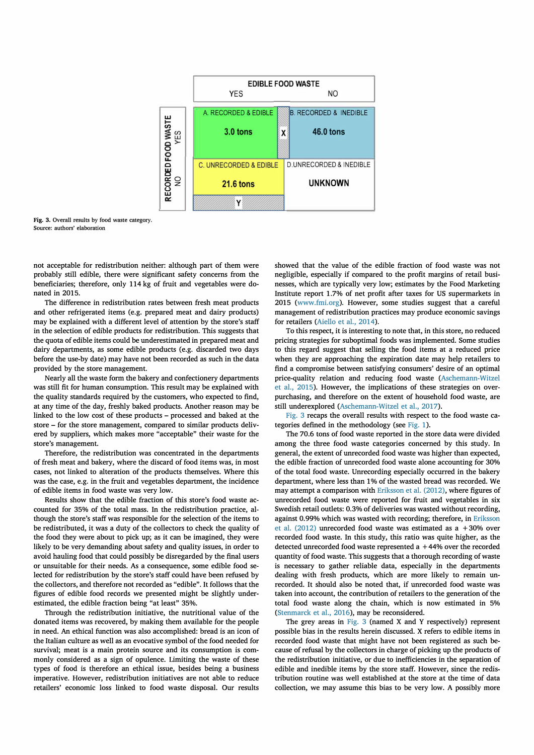| | | EDIBLE FOOD WASTE: YES | EDIBLE FOOD WASTE: NO |
|---|---|---|---|
| RECORDED FOOD WASTE | YES | A. RECORDED & EDIBLE<br>3.0 tons | X | B. RECORDED & INEDIBLE<br>46.0 tons |
| | NO | C. UNRECORDED & EDIBLE<br>21.6 tons<br>Y | D.UNRECORDED & INEDIBLE<br>UNKNOWN |

**Fig. 3.** Overall results by food waste category.
Source: authors' elaboration

not acceptable for redistribution neither: although part of them were probably still edible, there were significant safety concerns from the beneficiaries; therefore, only 114 kg of fruit and vegetables were donated in 2015.

The difference in redistribution rates between fresh meat products and other refrigerated items (e.g. prepared meat and dairy products) may be explained with a different level of attention by the store's staff in the selection of edible products for redistribution. This suggests that the quota of edible items could be underestimated in prepared meat and dairy departments, as some edible products (e.g. discarded two days before the use-by date) may have not been recorded as such in the data provided by the store management.

Nearly all the waste form the bakery and confectionery departments was still fit for human consumption. This result may be explained with the quality standards required by the customers, who expected to find, at any time of the day, freshly baked products. Another reason may be linked to the low cost of these products – processed and baked at the store – for the store management, compared to similar products delivered by suppliers, which makes more "acceptable" their waste for the store's management.

Therefore, the redistribution was concentrated in the departments of fresh meat and bakery, where the discard of food items was, in most cases, not linked to alteration of the products themselves. Where this was the case, e.g. in the fruit and vegetables department, the incidence of edible items in food waste was very low.

Results show that the edible fraction of this store's food waste accounted for 35% of the total mass. In the redistribution practice, although the store's staff was responsible for the selection of the items to be redistributed, it was a duty of the collectors to check the quality of the food they were about to pick up; as it can be imagined, they were likely to be very demanding about safety and quality issues, in order to avoid hauling food that could possibly be disregarded by the final users or unsuitable for their needs. As a consequence, some edible food selected for redistribution by the store's staff could have been refused by the collectors, and therefore not recorded as "edible". It follows that the figures of edible food records we presented might be slightly underestimated, the edible fraction being "at least" 35%.

Through the redistribution initiative, the nutritional value of the donated items was recovered, by making them available for the people in need. An ethical function was also accomplished: bread is an icon of the Italian culture as well as an evocative symbol of the food needed for survival; meat is a main protein source and its consumption is commonly considered as a sign of opulence. Limiting the waste of these types of food is therefore an ethical issue, besides being a business imperative. However, redistribution initiatives are not able to reduce retailers' economic loss linked to food waste disposal. Our results showed that the value of the edible fraction of food waste was not negligible, especially if compared to the profit margins of retail businesses, which are typically very low; estimates by the Food Marketing Institute report 1.7% of net profit after taxes for US supermarkets in 2015 (www.fmi.org). However, some studies suggest that a careful management of redistribution practices may produce economic savings for retailers (Aiello et al., 2014).

To this respect, it is interesting to note that, in this store, no reduced pricing strategies for suboptimal foods was implemented. Some studies to this regard suggest that selling the food items at a reduced price when they are approaching the expiration date may help retailers to find a compromise between satisfying consumers' desire of an optimal price-quality relation and reducing food waste (Aschemann-Witzel et al., 2015). However, the implications of these strategies on over-purchasing, and therefore on the extent of household food waste, are still underexplored (Aschemann-Witzel et al., 2017).

Fig. 3 recaps the overall results with respect to the food waste categories defined in the methodology (see Fig. 1).

The 70.6 tons of food waste reported in the store data were divided among the three food waste categories concerned by this study. In general, the extent of unrecorded food waste was higher than expected, the edible fraction of unrecorded food waste alone accounting for 30% of the total food waste. Unrecording especially occurred in the bakery department, where less than 1% of the wasted bread was recorded. We may attempt a comparison with Eriksson et al. (2012), where figures of unrecorded food waste were reported for fruit and vegetables in six Swedish retail outlets: 0.3% of deliveries was wasted without recording, against 0.99% which was wasted with recording; therefore, in Eriksson et al. (2012) unrecorded food waste was estimated as a +30% over recorded food waste. In this study, this ratio was quite higher, as the detected unrecorded food waste represented a +44% over the recorded quantity of food waste. This suggests that a thorough recording of waste is necessary to gather reliable data, especially in the departments dealing with fresh products, which are more likely to remain unrecorded. It should also be noted that, if unrecorded food waste was taken into account, the contribution of retailers to the generation of the total food waste along the chain, which is now estimated in 5% (Stenmarck et al., 2016), may be reconsidered.

The grey areas in Fig. 3 (named X and Y respectively) represent possible bias in the results herein discussed. X refers to edible items in recorded food waste that might have not been registered as such because of refusal by the collectors in charge of picking up the products of the redistribution initiative, or due to inefficiencies in the separation of edible and inedible items by the store staff. However, since the redistribution routine was well established at the store at the time of data collection, we may assume this bias to be very low. A possibly more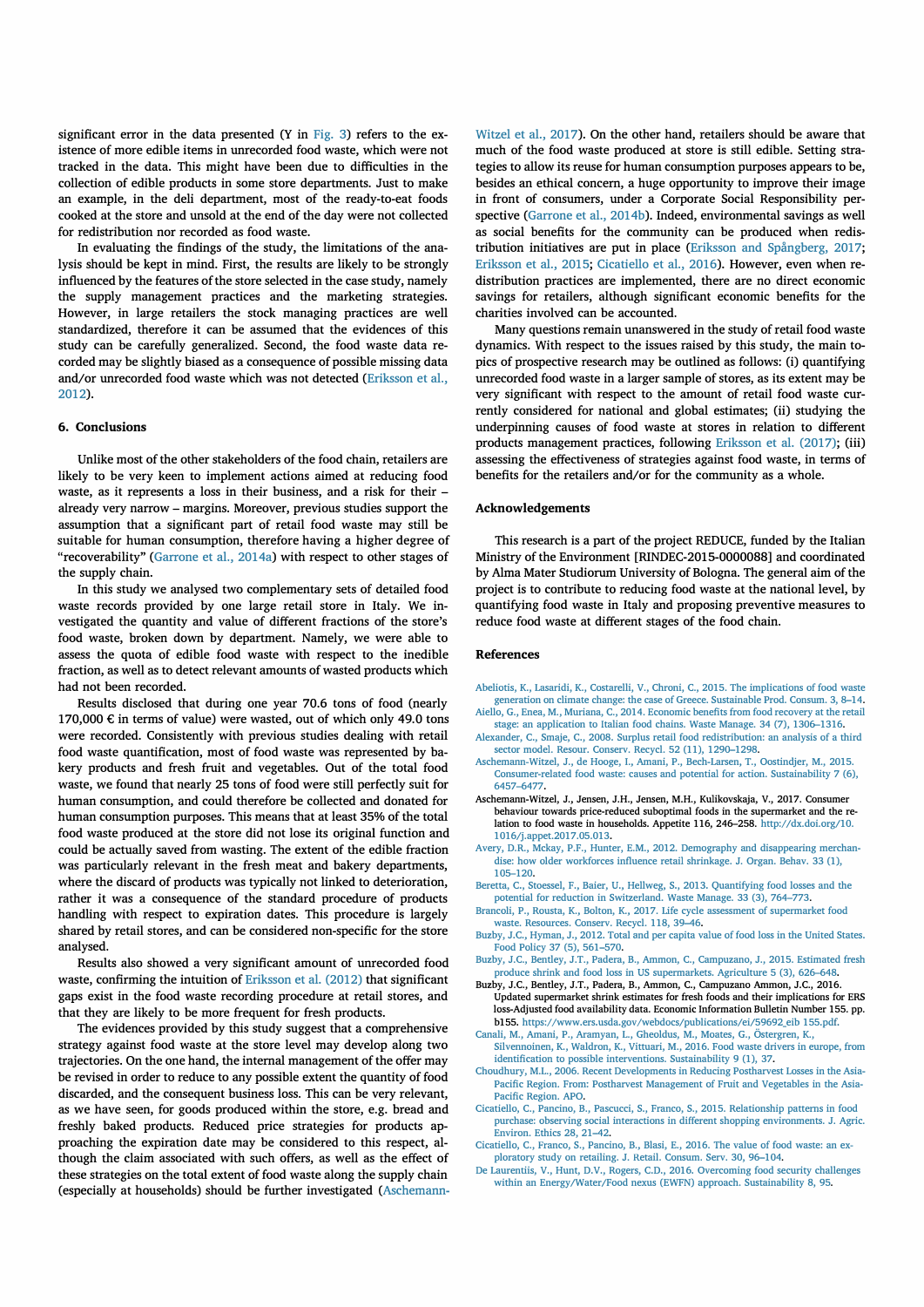significant error in the data presented (Y in Fig. 3) refers to the existence of more edible items in unrecorded food waste, which were not tracked in the data. This might have been due to difficulties in the collection of edible products in some store departments. Just to make an example, in the deli department, most of the ready-to-eat foods cooked at the store and unsold at the end of the day were not collected for redistribution nor recorded as food waste.

In evaluating the findings of the study, the limitations of the analysis should be kept in mind. First, the results are likely to be strongly influenced by the features of the store selected in the case study, namely the supply management practices and the marketing strategies. However, in large retailers the stock managing practices are well standardized, therefore it can be assumed that the evidences of this study can be carefully generalized. Second, the food waste data recorded may be slightly biased as a consequence of possible missing data and/or unrecorded food waste which was not detected (Eriksson et al., 2012).

## 6. Conclusions

Unlike most of the other stakeholders of the food chain, retailers are likely to be very keen to implement actions aimed at reducing food waste, as it represents a loss in their business, and a risk for their – already very narrow – margins. Moreover, previous studies support the assumption that a significant part of retail food waste may still be suitable for human consumption, therefore having a higher degree of "recoverability" (Garrone et al., 2014a) with respect to other stages of the supply chain.

In this study we analysed two complementary sets of detailed food waste records provided by one large retail store in Italy. We investigated the quantity and value of different fractions of the store's food waste, broken down by department. Namely, we were able to assess the quota of edible food waste with respect to the inedible fraction, as well as to detect relevant amounts of wasted products which had not been recorded.

Results disclosed that during one year 70.6 tons of food (nearly 170,000 € in terms of value) were wasted, out of which only 49.0 tons were recorded. Consistently with previous studies dealing with retail food waste quantification, most of food waste was represented by bakery products and fresh fruit and vegetables. Out of the total food waste, we found that nearly 25 tons of food were still perfectly suit for human consumption, and could therefore be collected and donated for human consumption purposes. This means that at least 35% of the total food waste produced at the store did not lose its original function and could be actually saved from wasting. The extent of the edible fraction was particularly relevant in the fresh meat and bakery departments, where the discard of products was typically not linked to deterioration, rather it was a consequence of the standard procedure of products handling with respect to expiration dates. This procedure is largely shared by retail stores, and can be considered non-specific for the store analysed.

Results also showed a very significant amount of unrecorded food waste, confirming the intuition of Eriksson et al. (2012) that significant gaps exist in the food waste recording procedure at retail stores, and that they are likely to be more frequent for fresh products.

The evidences provided by this study suggest that a comprehensive strategy against food waste at the store level may develop along two trajectories. On the one hand, the internal management of the offer may be revised in order to reduce to any possible extent the quantity of food discarded, and the consequent business loss. This can be very relevant, as we have seen, for goods produced within the store, e.g. bread and freshly baked products. Reduced price strategies for products approaching the expiration date may be considered to this respect, although the claim associated with such offers, as well as the effect of these strategies on the total extent of food waste along the supply chain (especially at households) should be further investigated (Aschemann-Witzel et al., 2017). On the other hand, retailers should be aware that much of the food waste produced at store is still edible. Setting strategies to allow its reuse for human consumption purposes appears to be, besides an ethical concern, a huge opportunity to improve their image in front of consumers, under a Corporate Social Responsibility perspective (Garrone et al., 2014b). Indeed, environmental savings as well as social benefits for the community can be produced when redistribution initiatives are put in place (Eriksson and Spångberg, 2017; Eriksson et al., 2015; Cicatiello et al., 2016). However, even when redistribution practices are implemented, there are no direct economic savings for retailers, although significant economic benefits for the charities involved can be accounted.

Many questions remain unanswered in the study of retail food waste dynamics. With respect to the issues raised by this study, the main topics of prospective research may be outlined as follows: (i) quantifying unrecorded food waste in a larger sample of stores, as its extent may be very significant with respect to the amount of retail food waste currently considered for national and global estimates; (ii) studying the underpinning causes of food waste at stores in relation to different products management practices, following Eriksson et al. (2017); (iii) assessing the effectiveness of strategies against food waste, in terms of benefits for the retailers and/or for the community as a whole.

## Acknowledgements

This research is a part of the project REDUCE, funded by the Italian Ministry of the Environment [RINDEC-2015-0000088] and coordinated by Alma Mater Studiorum University of Bologna. The general aim of the project is to contribute to reducing food waste at the national level, by quantifying food waste in Italy and proposing preventive measures to reduce food waste at different stages of the food chain.

## References

Abeliotis, K., Lasaridi, K., Costarelli, V., Chroni, C., 2015. The implications of food waste generation on climate change: the case of Greece. Sustainable Prod. Consum. 3, 8–14.

Aiello, G., Enea, M., Muriana, C., 2014. Economic benefits from food recovery at the retail stage: an application to Italian food chains. Waste Manage. 34 (7), 1306–1316.

Alexander, C., Smaje, C., 2008. Surplus retail food redistribution: an analysis of a third sector model. Resour. Conserv. Recycl. 52 (11), 1290–1298.

Aschemann-Witzel, J., de Hooge, I., Amani, P., Bech-Larsen, T., Oostindjer, M., 2015. Consumer-related food waste: causes and potential for action. Sustainability 7 (6), 6457–6477.

Aschemann-Witzel, J., Jensen, J.H., Jensen, M.H., Kulikovskaja, V., 2017. Consumer behaviour towards price-reduced suboptimal foods in the supermarket and the relation to food waste in households. Appetite 116, 246–258. http://dx.doi.org/10.1016/j.appet.2017.05.013.

Avery, D.R., Mckay, P.F., Hunter, E.M., 2012. Demography and disappearing merchandise: how older workforces influence retail shrinkage. J. Organ. Behav. 33 (1), 105–120.

Beretta, C., Stoessel, F., Baier, U., Hellweg, S., 2013. Quantifying food losses and the potential for reduction in Switzerland. Waste Manage. 33 (3), 764–773.

Brancoli, P., Rousta, K., Bolton, K., 2017. Life cycle assessment of supermarket food waste. Resources. Conserv. Recycl. 118, 39–46.

Buzby, J.C., Hyman, J., 2012. Total and per capita value of food loss in the United States. Food Policy 37 (5), 561–570.

Buzby, J.C., Bentley, J.T., Padera, B., Ammon, C., Campuzano, J., 2015. Estimated fresh produce shrink and food loss in US supermarkets. Agriculture 5 (3), 626–648.

Buzby, J.C., Bentley, J.T., Padera, B., Ammon, C., Campuzano Ammon, J.C., 2016. Updated supermarket shrink estimates for fresh foods and their implications for ERS loss-Adjusted food availability data. Economic Information Bulletin Number 155. pp. b155. https://www.ers.usda.gov/webdocs/publications/ei/59692_eib 155.pdf.

Canali, M., Amani, P., Aramyan, L., Gheoldus, M., Moates, G., Östergren, K., Silvennoinen, K., Waldron, K., Vittuari, M., 2016. Food waste drivers in europe, from identification to possible interventions. Sustainability 9 (1), 37.

Choudhury, M.L., 2006. Recent Developments in Reducing Postharvest Losses in the Asia-Pacific Region. From: Postharvest Management of Fruit and Vegetables in the Asia-Pacific Region. APO.

Cicatiello, C., Pancino, B., Pascucci, S., Franco, S., 2015. Relationship patterns in food purchase: observing social interactions in different shopping environments. J. Agric. Environ. Ethics 28, 21–42.

Cicatiello, C., Franco, S., Pancino, B., Blasi, E., 2016. The value of food waste: an exploratory study on retailing. J. Retail. Consum. Serv. 30, 96–104.

De Laurentiis, V., Hunt, D.V., Rogers, C.D., 2016. Overcoming food security challenges within an Energy/Water/Food nexus (EWFN) approach. Sustainability 8, 95.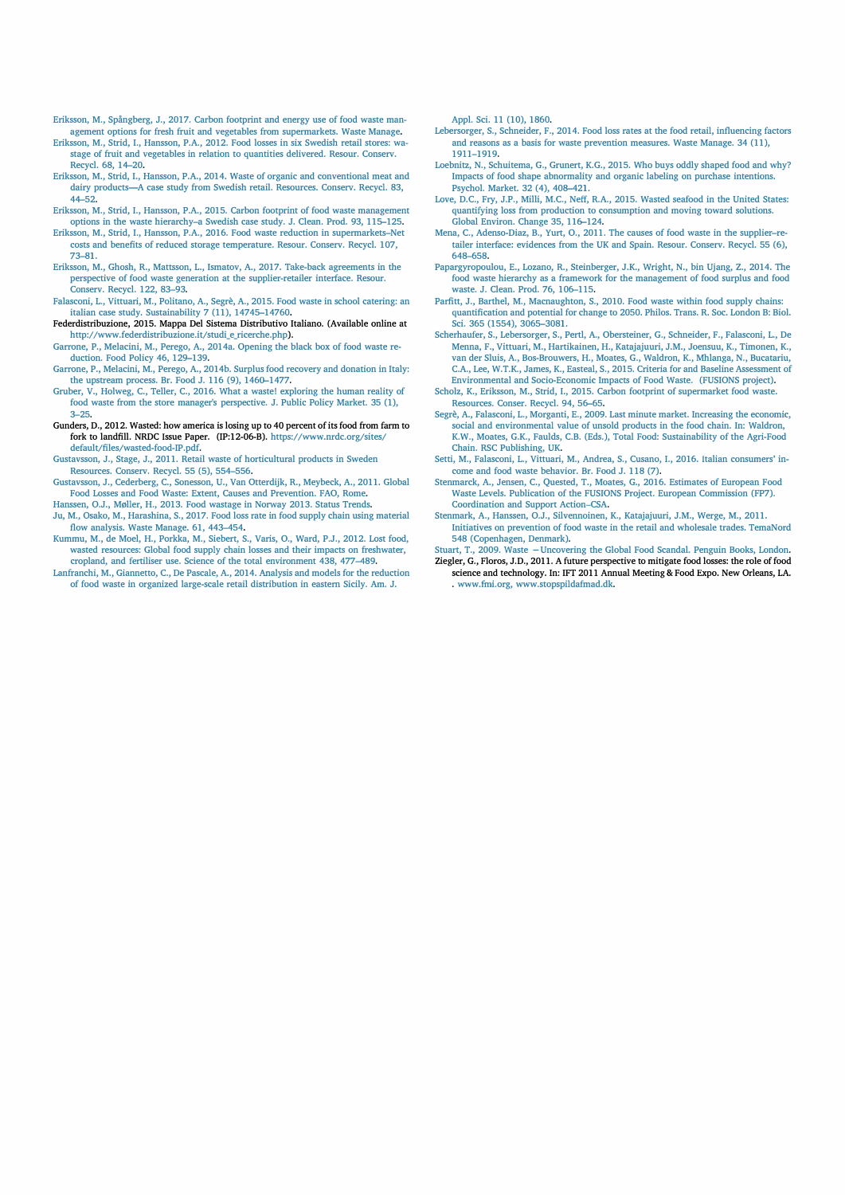Eriksson, M., Spångberg, J., 2017. Carbon footprint and energy use of food waste management options for fresh fruit and vegetables from supermarkets. Waste Manage.

Eriksson, M., Strid, I., Hansson, P.A., 2012. Food losses in six Swedish retail stores: wastage of fruit and vegetables in relation to quantities delivered. Resour. Conserv. Recycl. 68, 14–20.

Eriksson, M., Strid, I., Hansson, P.A., 2014. Waste of organic and conventional meat and dairy products—A case study from Swedish retail. Resources. Conserv. Recycl. 83, 44–52.

Eriksson, M., Strid, I., Hansson, P.A., 2015. Carbon footprint of food waste management options in the waste hierarchy–a Swedish case study. J. Clean. Prod. 93, 115–125.

Eriksson, M., Strid, I., Hansson, P.A., 2016. Food waste reduction in supermarkets–Net costs and benefits of reduced storage temperature. Resour. Conserv. Recycl. 107, 73–81.

Eriksson, M., Ghosh, R., Mattsson, L., Ismatov, A., 2017. Take-back agreements in the perspective of food waste generation at the supplier-retailer interface. Resour. Conserv. Recycl. 122, 83–93.

Falasconi, L., Vittuari, M., Politano, A., Segrè, A., 2015. Food waste in school catering: an italian case study. Sustainability 7 (11), 14745–14760.

Federdistribuzione, 2015. Mappa Del Sistema Distributivo Italiano. (Available online at http://www.federdistribuzione.it/studi_e_ricerche.php).

Garrone, P., Melacini, M., Perego, A., 2014a. Opening the black box of food waste reduction. Food Policy 46, 129–139.

Garrone, P., Melacini, M., Perego, A., 2014b. Surplus food recovery and donation in Italy: the upstream process. Br. Food J. 116 (9), 1460–1477.

Gruber, V., Holweg, C., Teller, C., 2016. What a waste! exploring the human reality of food waste from the store manager's perspective. J. Public Policy Market. 35 (1), 3–25.

Gunders, D., 2012. Wasted: how america is losing up to 40 percent of its food from farm to fork to landfill. NRDC Issue Paper. (IP:12-06-B). https://www.nrdc.org/sites/default/files/wasted-food-IP.pdf.

Gustavsson, J., Stage, J., 2011. Retail waste of horticultural products in Sweden Resources. Conserv. Recycl. 55 (5), 554–556.

Gustavsson, J., Cederberg, C., Sonesson, U., Van Otterdijk, R., Meybeck, A., 2011. Global Food Losses and Food Waste: Extent, Causes and Prevention. FAO, Rome.

Hanssen, O.J., Møller, H., 2013. Food wastage in Norway 2013. Status Trends.

Ju, M., Osako, M., Harashina, S., 2017. Food loss rate in food supply chain using material flow analysis. Waste Manage. 61, 443–454.

Kummu, M., de Moel, H., Porkka, M., Siebert, S., Varis, O., Ward, P.J., 2012. Lost food, wasted resources: Global food supply chain losses and their impacts on freshwater, cropland, and fertiliser use. Science of the total environment 438, 477–489.

Lanfranchi, M., Giannetto, C., De Pascale, A., 2014. Analysis and models for the reduction of food waste in organized large-scale retail distribution in eastern Sicily. Am. J. Appl. Sci. 11 (10), 1860.

Lebersorger, S., Schneider, F., 2014. Food loss rates at the food retail, influencing factors and reasons as a basis for waste prevention measures. Waste Manage. 34 (11), 1911–1919.

Loebnitz, N., Schuitema, G., Grunert, K.G., 2015. Who buys oddly shaped food and why? Impacts of food shape abnormality and organic labeling on purchase intentions. Psychol. Market. 32 (4), 408–421.

Love, D.C., Fry, J.P., Milli, M.C., Neff, R.A., 2015. Wasted seafood in the United States: quantifying loss from production to consumption and moving toward solutions. Global Environ. Change 35, 116–124.

Mena, C., Adenso-Diaz, B., Yurt, O., 2011. The causes of food waste in the supplier–retailer interface: evidences from the UK and Spain. Resour. Conserv. Recycl. 55 (6), 648–658.

Papargyropoulou, E., Lozano, R., Steinberger, J.K., Wright, N., bin Ujang, Z., 2014. The food waste hierarchy as a framework for the management of food surplus and food waste. J. Clean. Prod. 76, 106–115.

Parfitt, J., Barthel, M., Macnaughton, S., 2010. Food waste within food supply chains: quantification and potential for change to 2050. Philos. Trans. R. Soc. London B: Biol. Sci. 365 (1554), 3065–3081.

Scherhaufer, S., Lebersorger, S., Pertl, A., Obersteiner, G., Schneider, F., Falasconi, L., De Menna, F., Vittuari, M., Hartikainen, H., Katajajuuri, J.M., Joensuu, K., Timonen, K., van der Sluis, A., Bos-Brouwers, H., Moates, G., Waldron, K., Mhlanga, N., Bucatariu, C.A., Lee, W.T.K., James, K., Easteal, S., 2015. Criteria for and Baseline Assessment of Environmental and Socio-Economic Impacts of Food Waste. (FUSIONS project).

Scholz, K., Eriksson, M., Strid, I., 2015. Carbon footprint of supermarket food waste. Resources. Conser. Recycl. 94, 56–65.

Segrè, A., Falasconi, L., Morganti, E., 2009. Last minute market. Increasing the economic, social and environmental value of unsold products in the food chain. In: Waldron, K.W., Moates, G.K., Faulds, C.B. (Eds.), Total Food: Sustainability of the Agri-Food Chain. RSC Publishing, UK.

Setti, M., Falasconi, L., Vittuari, M., Andrea, S., Cusano, I., 2016. italian consumers' income and food waste behavior. Br. Food J. 118 (7).

Stenmarck, A., Jensen, C., Quested, T., Moates, G., 2016. Estimates of European Food Waste Levels. Publication of the FUSIONS Project. European Commission (FP7). Coordination and Support Action–CSA.

Stenmark, A., Hanssen, O.J., Silvennoinen, K., Katajajuuri, J.M., Werge, M., 2011. Initiatives on prevention of food waste in the retail and wholesale trades. TemaNord 548 (Copenhagen, Denmark).

Stuart, T., 2009. Waste −Uncovering the Global Food Scandal. Penguin Books, London.

Ziegler, G., Floros, J.D., 2011. A future perspective to mitigate food losses: the role of food science and technology. In: IFT 2011 Annual Meeting & Food Expo. New Orleans, LA. . www.fmi.org, www.stopspildafmad.dk.